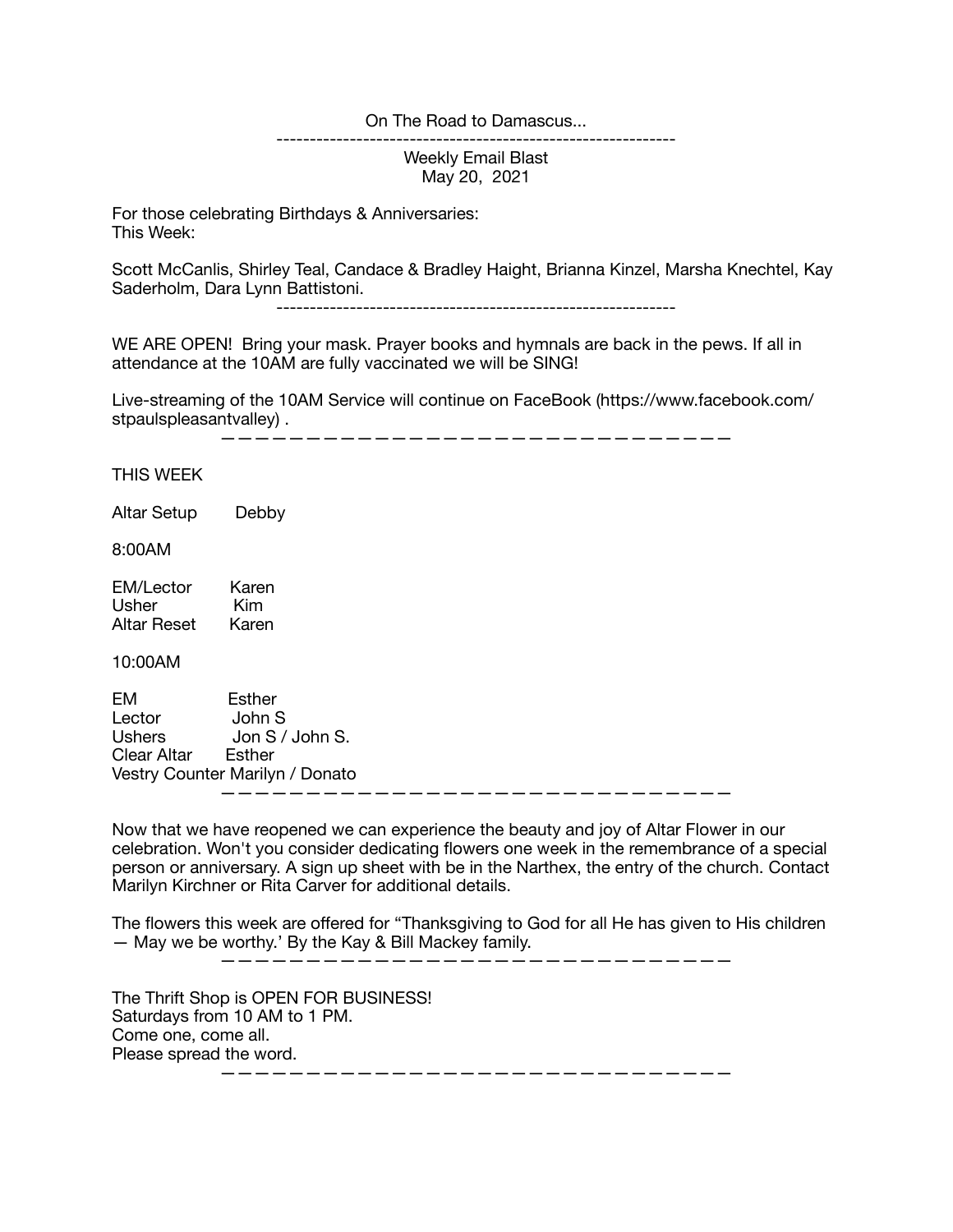On The Road to Damascus...

---

Weekly Email Blast
May 20, 2021

For those celebrating Birthdays & Anniversaries:
This Week:

Scott McCanlis, Shirley Teal, Candace & Bradley Haight, Brianna Kinzel, Marsha Knechtel, Kay Saderholm, Dara Lynn Battistoni.

---

WE ARE OPEN! Bring your mask. Prayer books and hymnals are back in the pews. If all in attendance at the 10AM are fully vaccinated we will be SING!

Live-streaming of the 10AM Service will continue on FaceBook (https://www.facebook.com/stpaulspleasantvalley) .

---

THIS WEEK

Altar Setup Debby

8:00AM

EM/Lector Karen
Usher Kim
Altar Reset Karen

10:00AM

EM Esther
Lector John S
Ushers Jon S / John S.
Clear Altar Esther
Vestry Counter Marilyn / Donato

---

Now that we have reopened we can experience the beauty and joy of Altar Flower in our celebration. Won't you consider dedicating flowers one week in the remembrance of a special person or anniversary. A sign up sheet with be in the Narthex, the entry of the church. Contact Marilyn Kirchner or Rita Carver for additional details.

The flowers this week are offered for "Thanksgiving to God for all He has given to His children — May we be worthy.' By the Kay & Bill Mackey family.

---

The Thrift Shop is OPEN FOR BUSINESS!
Saturdays from 10 AM to 1 PM.
Come one, come all.
Please spread the word.

---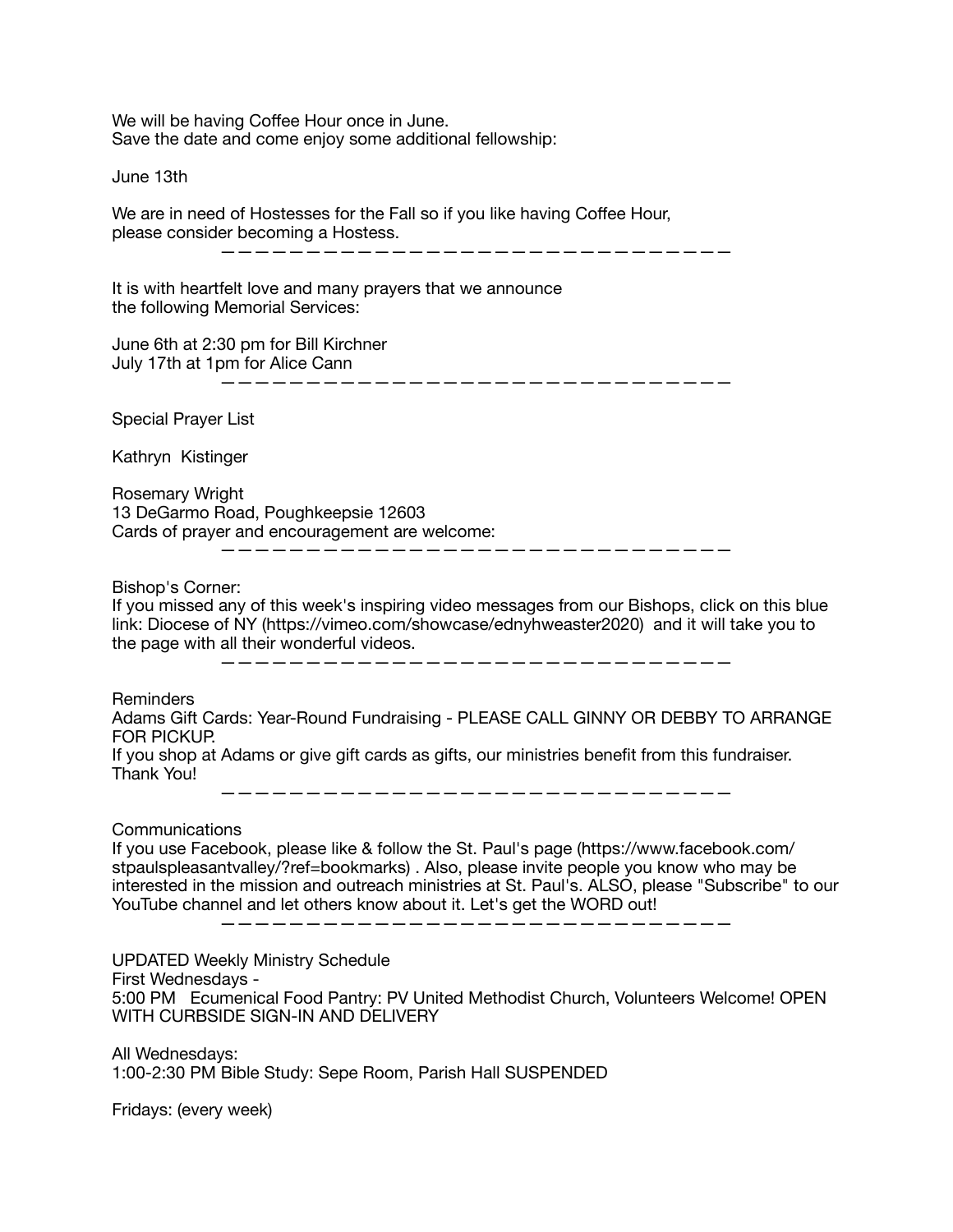We will be having Coffee Hour once in June.
Save the date and come enjoy some additional fellowship:

June 13th

We are in need of Hostesses for the Fall so if you like having Coffee Hour, please consider becoming a Hostess.

—————————————————————————————

It is with heartfelt love and many prayers that we announce the following Memorial Services:

June 6th at 2:30 pm for Bill Kirchner
July 17th at 1pm for Alice Cann

—————————————————————————————

Special Prayer List

Kathryn Kistinger

Rosemary Wright
13 DeGarmo Road, Poughkeepsie 12603
Cards of prayer and encouragement are welcome:

—————————————————————————————

Bishop's Corner:
If you missed any of this week's inspiring video messages from our Bishops, click on this blue link: Diocese of NY (https://vimeo.com/showcase/ednyhweaster2020) and it will take you to the page with all their wonderful videos.

—————————————————————————————

Reminders
Adams Gift Cards: Year-Round Fundraising - PLEASE CALL GINNY OR DEBBY TO ARRANGE FOR PICKUP.
If you shop at Adams or give gift cards as gifts, our ministries benefit from this fundraiser. Thank You!

—————————————————————————————

Communications
If you use Facebook, please like & follow the St. Paul's page (https://www.facebook.com/stpaulspleasantvalley/?ref=bookmarks) . Also, please invite people you know who may be interested in the mission and outreach ministries at St. Paul's. ALSO, please "Subscribe" to our YouTube channel and let others know about it. Let's get the WORD out!

—————————————————————————————

UPDATED Weekly Ministry Schedule
First Wednesdays -
5:00 PM Ecumenical Food Pantry: PV United Methodist Church, Volunteers Welcome! OPEN WITH CURBSIDE SIGN-IN AND DELIVERY

All Wednesdays:
1:00-2:30 PM Bible Study: Sepe Room, Parish Hall SUSPENDED

Fridays: (every week)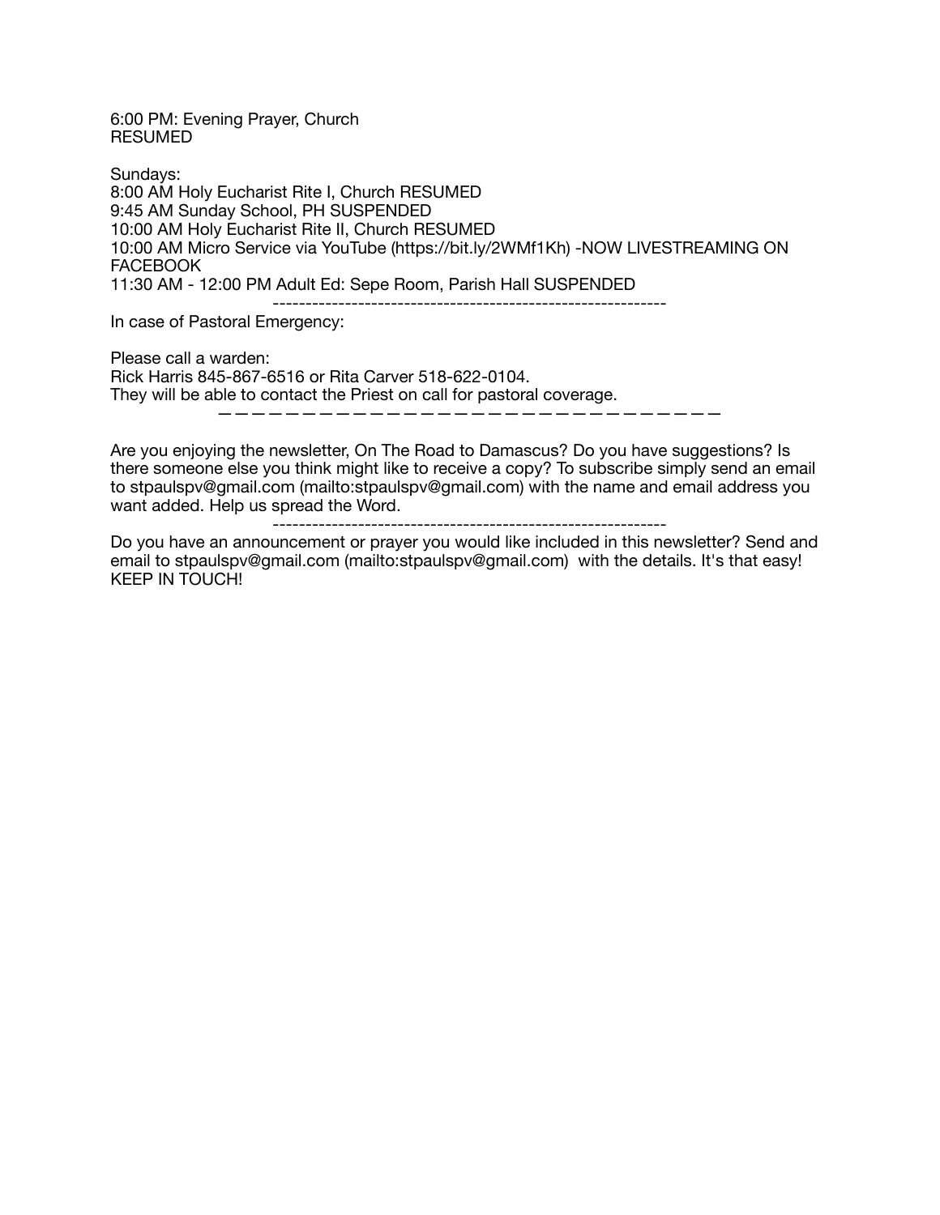6:00 PM: Evening Prayer, Church
RESUMED

Sundays:
8:00 AM Holy Eucharist Rite I, Church RESUMED
9:45 AM Sunday School, PH SUSPENDED
10:00 AM Holy Eucharist Rite II, Church RESUMED
10:00 AM Micro Service via YouTube (https://bit.ly/2WMf1Kh) -NOW LIVESTREAMING ON FACEBOOK
11:30 AM - 12:00 PM Adult Ed: Sepe Room, Parish Hall SUSPENDED

---

In case of Pastoral Emergency:

Please call a warden:
Rick Harris 845-867-6516 or Rita Carver 518-622-0104.
They will be able to contact the Priest on call for pastoral coverage.

---

Are you enjoying the newsletter, On The Road to Damascus? Do you have suggestions? Is there someone else you think might like to receive a copy? To subscribe simply send an email to stpaulspv@gmail.com (mailto:stpaulspv@gmail.com) with the name and email address you want added. Help us spread the Word.

---

Do you have an announcement or prayer you would like included in this newsletter? Send and email to stpaulspv@gmail.com (mailto:stpaulspv@gmail.com) with the details. It's that easy!
KEEP IN TOUCH!